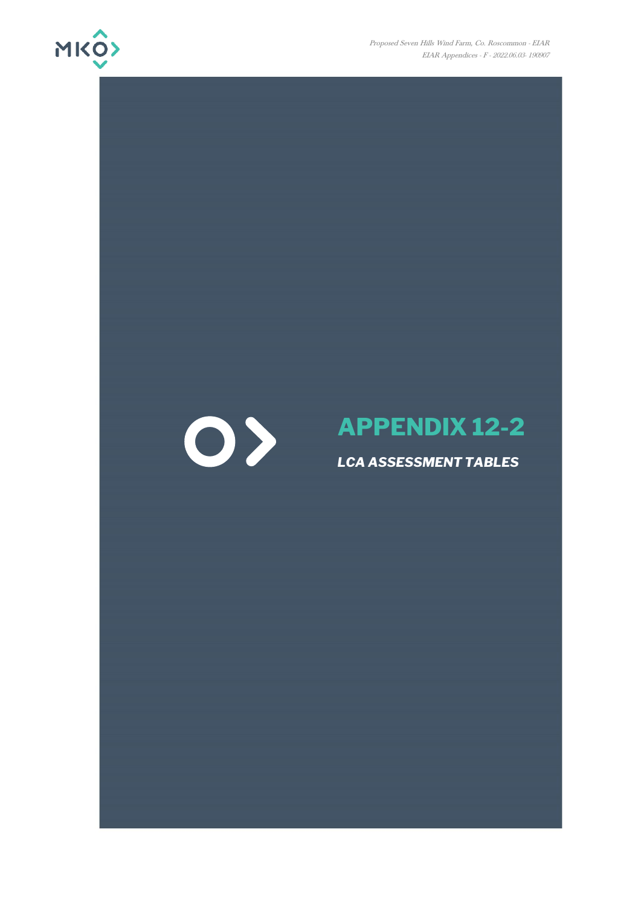# APPENDIX 12-2

***LCA ASSESSMENT TABLES***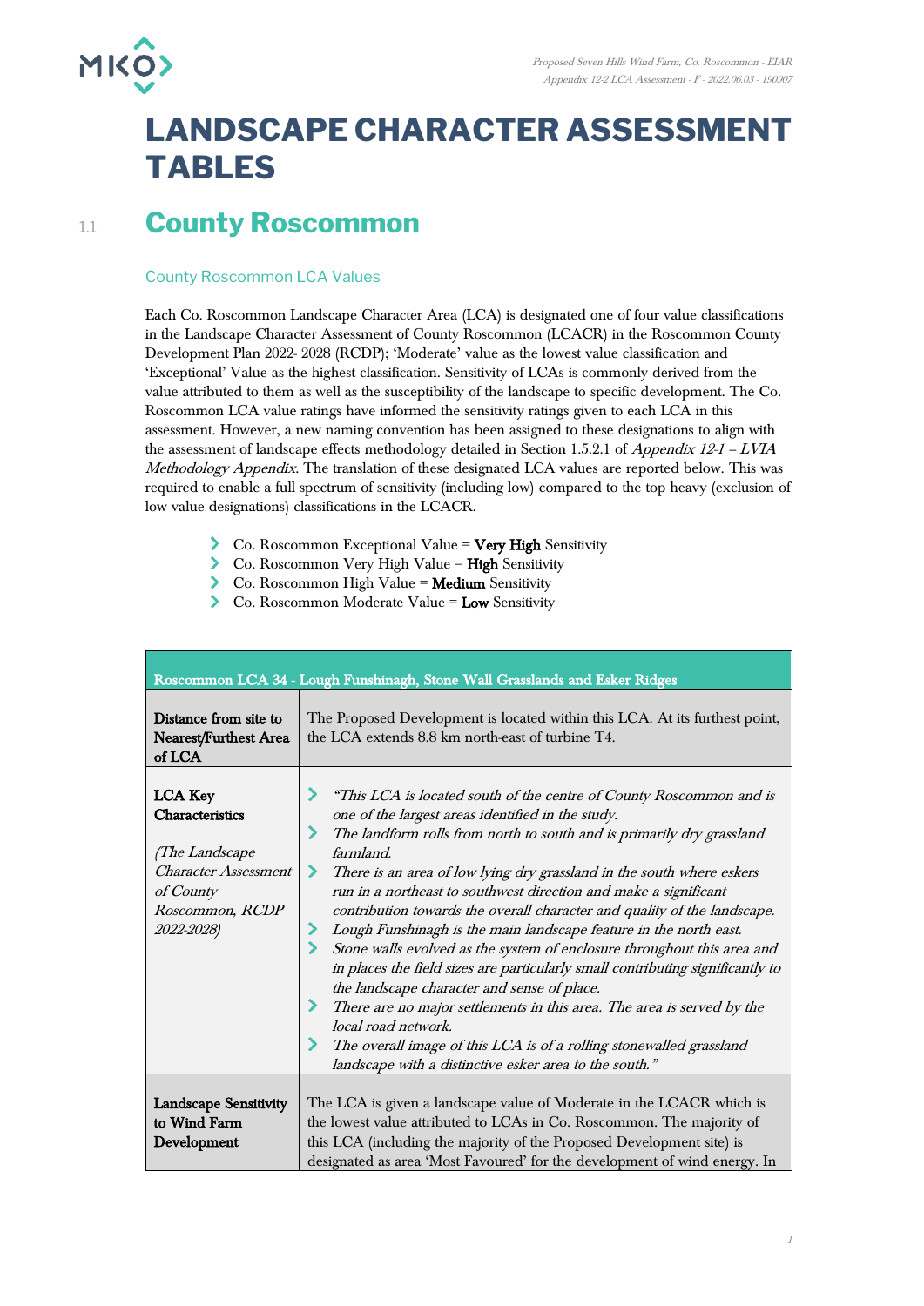# LANDSCAPE CHARACTER ASSESSMENT TABLES

## 1.1 County Roscommon

### County Roscommon LCA Values

Each Co. Roscommon Landscape Character Area (LCA) is designated one of four value classifications in the Landscape Character Assessment of County Roscommon (LCACR) in the Roscommon County Development Plan 2022- 2028 (RCDP); 'Moderate' value as the lowest value classification and 'Exceptional' Value as the highest classification. Sensitivity of LCAs is commonly derived from the value attributed to them as well as the susceptibility of the landscape to specific development. The Co. Roscommon LCA value ratings have informed the sensitivity ratings given to each LCA in this assessment. However, a new naming convention has been assigned to these designations to align with the assessment of landscape effects methodology detailed in Section 1.5.2.1 of *Appendix 12-1 – LVIA Methodology Appendix*. The translation of these designated LCA values are reported below. This was required to enable a full spectrum of sensitivity (including low) compared to the top heavy (exclusion of low value designations) classifications in the LCACR.

- Co. Roscommon Exceptional Value = **Very High** Sensitivity
- Co. Roscommon Very High Value = **High** Sensitivity
- Co. Roscommon High Value = **Medium** Sensitivity
- Co. Roscommon Moderate Value = **Low** Sensitivity

| Roscommon LCA 34 - Lough Funshinagh, Stone Wall Grasslands and Esker Ridges | |
|---|---|
| **Distance from site to Nearest/Furthest Area of LCA** | The Proposed Development is located within this LCA. At its furthest point, the LCA extends 8.8 km north-east of turbine T4. |
| **LCA Key Characteristics**<br><br>*(The Landscape Character Assessment of County Roscommon, RCDP 2022-2028)* | - *"This LCA is located south of the centre of County Roscommon and is one of the largest areas identified in the study.*<br>- *The landform rolls from north to south and is primarily dry grassland farmland.*<br>- *There is an area of low lying dry grassland in the south where eskers run in a northeast to southwest direction and make a significant contribution towards the overall character and quality of the landscape.*<br>- *Lough Funshinagh is the main landscape feature in the north east.*<br>- *Stone walls evolved as the system of enclosure throughout this area and in places the field sizes are particularly small contributing significantly to the landscape character and sense of place.*<br>- *There are no major settlements in this area. The area is served by the local road network.*<br>- *The overall image of this LCA is of a rolling stonewalled grassland landscape with a distinctive esker area to the south."* |
| **Landscape Sensitivity to Wind Farm Development** | The LCA is given a landscape value of Moderate in the LCACR which is the lowest value attributed to LCAs in Co. Roscommon. The majority of this LCA (including the majority of the Proposed Development site) is designated as area 'Most Favoured' for the development of wind energy. In |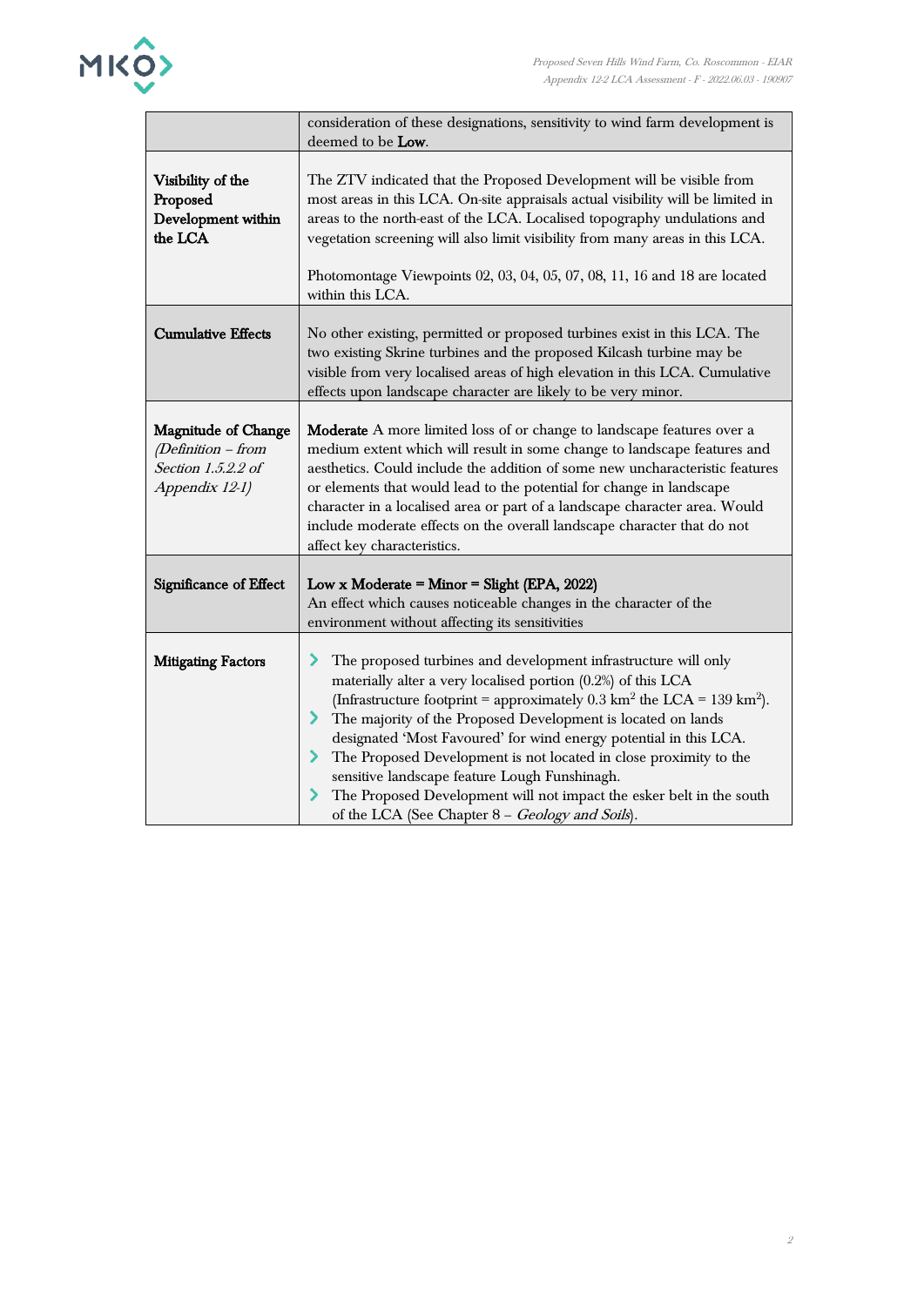| | |
|---|---|
| | consideration of these designations, sensitivity to wind farm development is deemed to be **Low**. |
| **Visibility of the Proposed Development within the LCA** | The ZTV indicated that the Proposed Development will be visible from most areas in this LCA. On-site appraisals actual visibility will be limited in areas to the north-east of the LCA. Localised topography undulations and vegetation screening will also limit visibility from many areas in this LCA.<br><br>Photomontage Viewpoints 02, 03, 04, 05, 07, 08, 11, 16 and 18 are located within this LCA. |
| **Cumulative Effects** | No other existing, permitted or proposed turbines exist in this LCA. The two existing Skrine turbines and the proposed Kilcash turbine may be visible from very localised areas of high elevation in this LCA. Cumulative effects upon landscape character are likely to be very minor. |
| **Magnitude of Change** *(Definition – from Section 1.5.2.2 of Appendix 12-1)* | **Moderate** A more limited loss of or change to landscape features over a medium extent which will result in some change to landscape features and aesthetics. Could include the addition of some new uncharacteristic features or elements that would lead to the potential for change in landscape character in a localised area or part of a landscape character area. Would include moderate effects on the overall landscape character that do not affect key characteristics. |
| **Significance of Effect** | **Low x Moderate = Minor = Slight (EPA, 2022)**<br>An effect which causes noticeable changes in the character of the environment without affecting its sensitivities |
| **Mitigating Factors** | - The proposed turbines and development infrastructure will only materially alter a very localised portion (0.2%) of this LCA (Infrastructure footprint = approximately 0.3 $km^2$ the LCA = 139 $km^2$).<br>- The majority of the Proposed Development is located on lands designated 'Most Favoured' for wind energy potential in this LCA.<br>- The Proposed Development is not located in close proximity to the sensitive landscape feature Lough Funshinagh.<br>- The Proposed Development will not impact the esker belt in the south of the LCA (See Chapter 8 – *Geology and Soils*). |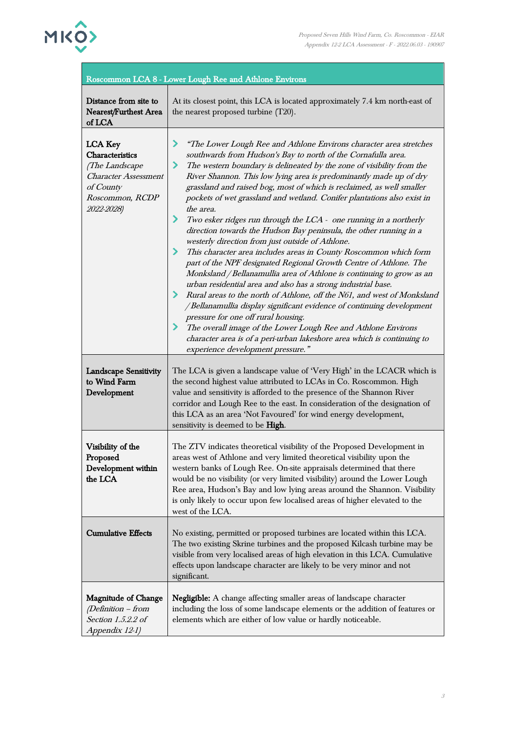| Roscommon LCA 8 - Lower Lough Ree and Athlone Environs | |
|---|---|
| **Distance from site to Nearest/Furthest Area of LCA** | At its closest point, this LCA is located approximately 7.4 km north-east of the nearest proposed turbine (T20). |
| **LCA Key Characteristics** *(The Landscape Character Assessment of County Roscommon, RCDP 2022-2028)* | › *"The Lower Lough Ree and Athlone Environs character area stretches southwards from Hudson's Bay to north of the Cornafulla area.*<br>› *The western boundary is delineated by the zone of visibility from the River Shannon. This low lying area is predominantly made up of dry grassland and raised bog, most of which is reclaimed, as well smaller pockets of wet grassland and wetland. Conifer plantations also exist in the area.*<br>› *Two esker ridges run through the LCA - one running in a northerly direction towards the Hudson Bay peninsula, the other running in a westerly direction from just outside of Athlone.*<br>› *This character area includes areas in County Roscommon which form part of the NPF designated Regional Growth Centre of Athlone. The Monksland / Bellanamullia area of Athlone is continuing to grow as an urban residential area and also has a strong industrial base.*<br>› *Rural areas to the north of Athlone, off the N61, and west of Monksland / Bellanamullia display significant evidence of continuing development pressure for one off rural housing.*<br>› *The overall image of the Lower Lough Ree and Athlone Environs character area is of a peri-urban lakeshore area which is continuing to experience development pressure."* |
| **Landscape Sensitivity to Wind Farm Development** | The LCA is given a landscape value of 'Very High' in the LCACR which is the second highest value attributed to LCAs in Co. Roscommon. High value and sensitivity is afforded to the presence of the Shannon River corridor and Lough Ree to the east. In consideration of the designation of this LCA as an area 'Not Favoured' for wind energy development, sensitivity is deemed to be **High**. |
| **Visibility of the Proposed Development within the LCA** | The ZTV indicates theoretical visibility of the Proposed Development in areas west of Athlone and very limited theoretical visibility upon the western banks of Lough Ree. On-site appraisals determined that there would be no visibility (or very limited visibility) around the Lower Lough Ree area, Hudson's Bay and low lying areas around the Shannon. Visibility is only likely to occur upon few localised areas of higher elevated to the west of the LCA. |
| **Cumulative Effects** | No existing, permitted or proposed turbines are located within this LCA. The two existing Skrine turbines and the proposed Kilcash turbine may be visible from very localised areas of high elevation in this LCA. Cumulative effects upon landscape character are likely to be very minor and not significant. |
| **Magnitude of Change** *(Definition – from Section 1.5.2.2 of Appendix 12-1)* | **Negligible:** A change affecting smaller areas of landscape character including the loss of some landscape elements or the addition of features or elements which are either of low value or hardly noticeable. |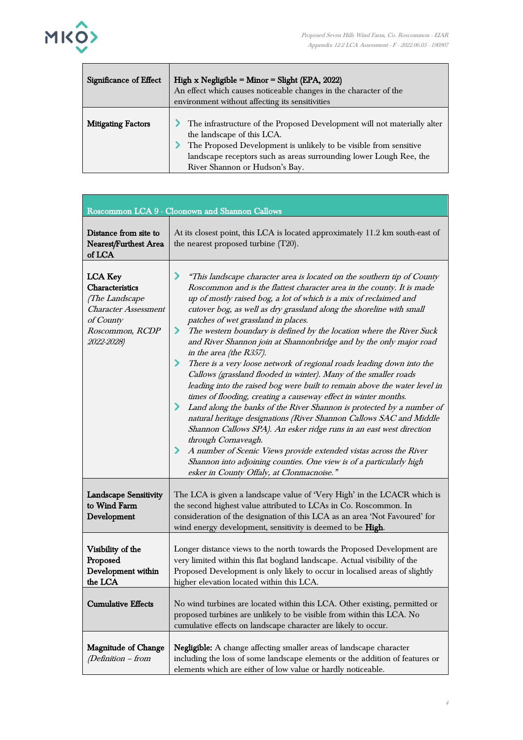| Significance of Effect | **High x Negligible = Minor = Slight (EPA, 2022)**<br>An effect which causes noticeable changes in the character of the environment without affecting its sensitivities |
|---|---|
| **Mitigating Factors** | › The infrastructure of the Proposed Development will not materially alter the landscape of this LCA.<br>› The Proposed Development is unlikely to be visible from sensitive landscape receptors such as areas surrounding lower Lough Ree, the River Shannon or Hudson's Bay. |

| Roscommon LCA 9 - Cloonown and Shannon Callows | |
|---|---|
| **Distance from site to Nearest/Furthest Area of LCA** | At its closest point, this LCA is located approximately 11.2 km south-east of the nearest proposed turbine (T20). |
| **LCA Key Characteristics** *(The Landscape Character Assessment of County Roscommon, RCDP 2022-2028)* | › *"This landscape character area is located on the southern tip of County Roscommon and is the flattest character area in the county. It is made up of mostly raised bog, a lot of which is a mix of reclaimed and cutover bog, as well as dry grassland along the shoreline with small patches of wet grassland in places.*<br>› *The western boundary is defined by the location where the River Suck and River Shannon join at Shannonbridge and by the only major road in the area (the R357).*<br>› *There is a very loose network of regional roads leading down into the Callows (grassland flooded in winter). Many of the smaller roads leading into the raised bog were built to remain above the water level in times of flooding, creating a causeway effect in winter months.*<br>› *Land along the banks of the River Shannon is protected by a number of natural heritage designations (River Shannon Callows SAC and Middle Shannon Callows SPA). An esker ridge runs in an east west direction through Cornaveagh.*<br>› *A number of Scenic Views provide extended vistas across the River Shannon into adjoining counties. One view is of a particularly high esker in County Offaly, at Clonmacnoise."* |
| **Landscape Sensitivity to Wind Farm Development** | The LCA is given a landscape value of 'Very High' in the LCACR which is the second highest value attributed to LCAs in Co. Roscommon. In consideration of the designation of this LCA as an area 'Not Favoured' for wind energy development, sensitivity is deemed to be **High**. |
| **Visibility of the Proposed Development within the LCA** | Longer distance views to the north towards the Proposed Development are very limited within this flat bogland landscape. Actual visibility of the Proposed Development is only likely to occur in localised areas of slightly higher elevation located within this LCA. |
| **Cumulative Effects** | No wind turbines are located within this LCA. Other existing, permitted or proposed turbines are unlikely to be visible from within this LCA. No cumulative effects on landscape character are likely to occur. |
| **Magnitude of Change** *(Definition – from* | **Negligible:** A change affecting smaller areas of landscape character including the loss of some landscape elements or the addition of features or elements which are either of low value or hardly noticeable. |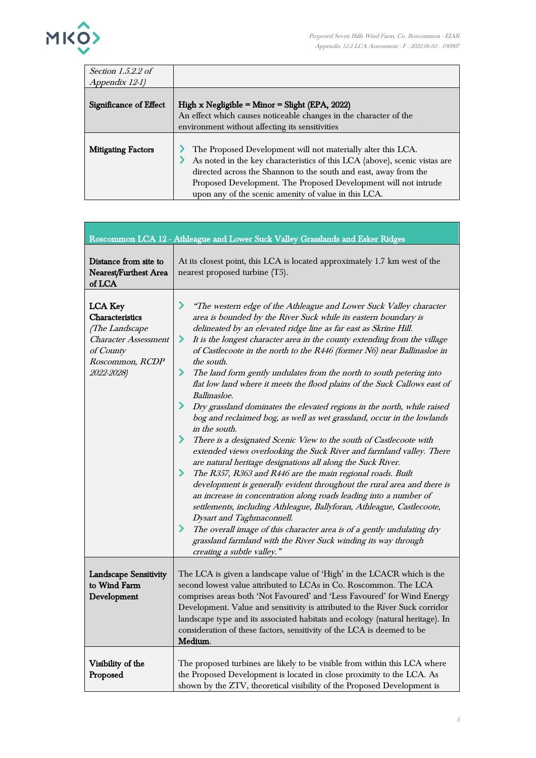| | |
|---|---|
| *Section 1.5.2.2 of Appendix 12-1)* | |
| **Significance of Effect** | **High x Negligible = Minor = Slight (EPA, 2022)**<br>An effect which causes noticeable changes in the character of the environment without affecting its sensitivities |
| **Mitigating Factors** | - The Proposed Development will not materially alter this LCA.<br>- As noted in the key characteristics of this LCA (above), scenic vistas are directed across the Shannon to the south and east, away from the Proposed Development. The Proposed Development will not intrude upon any of the scenic amenity of value in this LCA. |

| Roscommon LCA 12 - Athleague and Lower Suck Valley Grasslands and Esker Ridges | |
|---|---|
| **Distance from site to Nearest/Furthest Area of LCA** | At its closest point, this LCA is located approximately 1.7 km west of the nearest proposed turbine (T5). |
| **LCA Key Characteristics** *(The Landscape Character Assessment of County Roscommon, RCDP 2022-2028)* | - *"The western edge of the Athleague and Lower Suck Valley character area is bounded by the River Suck while its eastern boundary is delineated by an elevated ridge line as far east as Skrine Hill.*<br>- *It is the longest character area in the county extending from the village of Castlecoote in the north to the R446 (former N6) near Ballinasloe in the south.*<br>- *The land form gently undulates from the north to south petering into flat low land where it meets the flood plains of the Suck Callows east of Ballinasloe.*<br>- *Dry grassland dominates the elevated regions in the north, while raised bog and reclaimed bog, as well as wet grassland, occur in the lowlands in the south.*<br>- *There is a designated Scenic View to the south of Castlecoote with extended views overlooking the Suck River and farmland valley. There are natural heritage designations all along the Suck River.*<br>- *The R357, R363 and R446 are the main regional roads. Built development is generally evident throughout the rural area and there is an increase in concentration along roads leading into a number of settlements, including Athleague, Ballyforan, Athleague, Castlecoote, Dysart and Taghmaconnell.*<br>- *The overall image of this character area is of a gently undulating dry grassland farmland with the River Suck winding its way through creating a subtle valley."* |
| **Landscape Sensitivity to Wind Farm Development** | The LCA is given a landscape value of 'High' in the LCACR which is the second lowest value attributed to LCAs in Co. Roscommon. The LCA comprises areas both 'Not Favoured' and 'Less Favoured' for Wind Energy Development. Value and sensitivity is attributed to the River Suck corridor landscape type and its associated habitats and ecology (natural heritage). In consideration of these factors, sensitivity of the LCA is deemed to be **Medium**. |
| **Visibility of the Proposed** | The proposed turbines are likely to be visible from within this LCA where the Proposed Development is located in close proximity to the LCA. As shown by the ZTV, theoretical visibility of the Proposed Development is |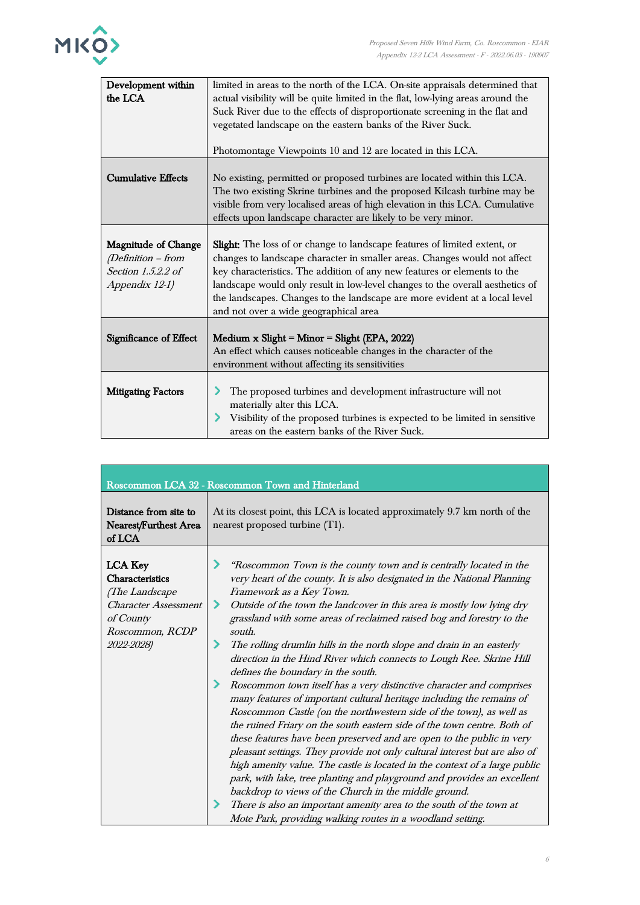| | |
|---|---|
| **Development within the LCA** | limited in areas to the north of the LCA. On-site appraisals determined that actual visibility will be quite limited in the flat, low-lying areas around the Suck River due to the effects of disproportionate screening in the flat and vegetated landscape on the eastern banks of the River Suck.<br><br>Photomontage Viewpoints 10 and 12 are located in this LCA. |
| **Cumulative Effects** | No existing, permitted or proposed turbines are located within this LCA. The two existing Skrine turbines and the proposed Kilcash turbine may be visible from very localised areas of high elevation in this LCA. Cumulative effects upon landscape character are likely to be very minor. |
| **Magnitude of Change** *(Definition – from Section 1.5.2.2 of Appendix 12-1)* | **Slight:** The loss of or change to landscape features of limited extent, or changes to landscape character in smaller areas. Changes would not affect key characteristics. The addition of any new features or elements to the landscape would only result in low-level changes to the overall aesthetics of the landscapes. Changes to the landscape are more evident at a local level and not over a wide geographical area |
| **Significance of Effect** | **Medium x Slight = Minor = Slight (EPA, 2022)**<br>An effect which causes noticeable changes in the character of the environment without affecting its sensitivities |
| **Mitigating Factors** | - The proposed turbines and development infrastructure will not materially alter this LCA.<br>- Visibility of the proposed turbines is expected to be limited in sensitive areas on the eastern banks of the River Suck. |

| Roscommon LCA 32 - Roscommon Town and Hinterland | |
|---|---|
| **Distance from site to Nearest/Furthest Area of LCA** | At its closest point, this LCA is located approximately 9.7 km north of the nearest proposed turbine (T1). |
| **LCA Key Characteristics** *(The Landscape Character Assessment of County Roscommon, RCDP 2022-2028)* | - *"Roscommon Town is the county town and is centrally located in the very heart of the county. It is also designated in the National Planning Framework as a Key Town.*<br>- *Outside of the town the landcover in this area is mostly low lying dry grassland with some areas of reclaimed raised bog and forestry to the south.*<br>- *The rolling drumlin hills in the north slope and drain in an easterly direction in the Hind River which connects to Lough Ree. Skrine Hill defines the boundary in the south.*<br>- *Roscommon town itself has a very distinctive character and comprises many features of important cultural heritage including the remains of Roscommon Castle (on the northwestern side of the town), as well as the ruined Friary on the south eastern side of the town centre. Both of these features have been preserved and are open to the public in very pleasant settings. They provide not only cultural interest but are also of high amenity value. The castle is located in the context of a large public park, with lake, tree planting and playground and provides an excellent backdrop to views of the Church in the middle ground.*<br>- *There is also an important amenity area to the south of the town at Mote Park, providing walking routes in a woodland setting.* |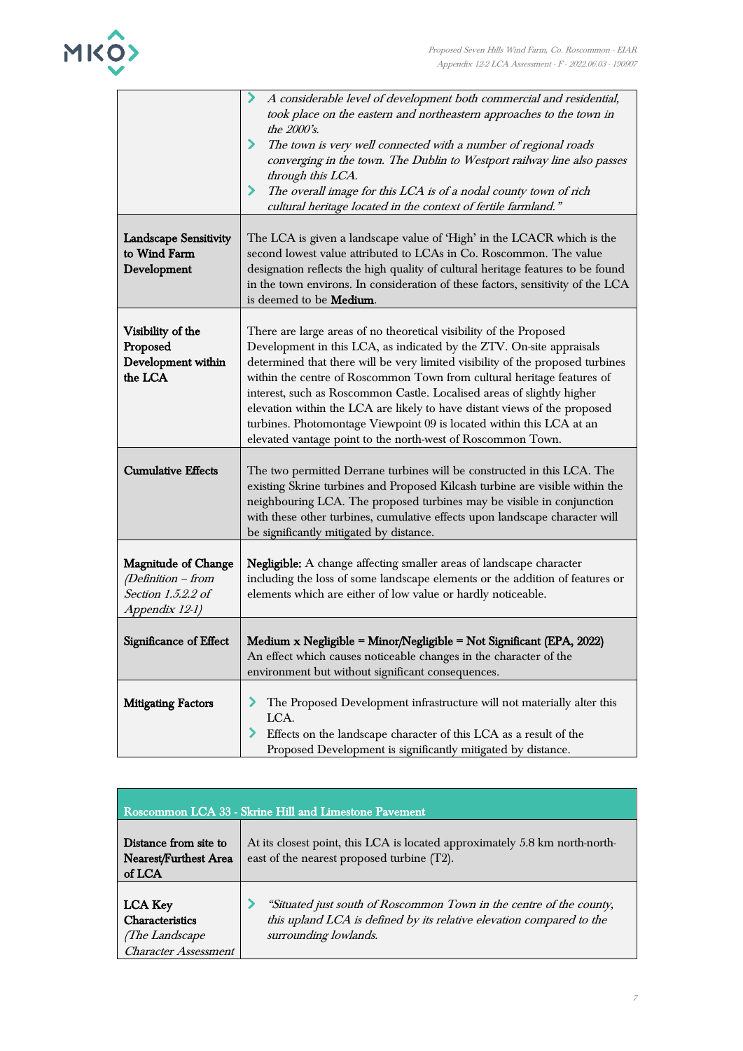| | |
|---|---|
| | - *A considerable level of development both commercial and residential, took place on the eastern and northeastern approaches to the town in the 2000's.*<br>- *The town is very well connected with a number of regional roads converging in the town. The Dublin to Westport railway line also passes through this LCA.*<br>- *The overall image for this LCA is of a nodal county town of rich cultural heritage located in the context of fertile farmland."* |
| **Landscape Sensitivity to Wind Farm Development** | The LCA is given a landscape value of 'High' in the LCACR which is the second lowest value attributed to LCAs in Co. Roscommon. The value designation reflects the high quality of cultural heritage features to be found in the town environs. In consideration of these factors, sensitivity of the LCA is deemed to be **Medium**. |
| **Visibility of the Proposed Development within the LCA** | There are large areas of no theoretical visibility of the Proposed Development in this LCA, as indicated by the ZTV. On-site appraisals determined that there will be very limited visibility of the proposed turbines within the centre of Roscommon Town from cultural heritage features of interest, such as Roscommon Castle. Localised areas of slightly higher elevation within the LCA are likely to have distant views of the proposed turbines. Photomontage Viewpoint 09 is located within this LCA at an elevated vantage point to the north-west of Roscommon Town. |
| **Cumulative Effects** | The two permitted Derrane turbines will be constructed in this LCA. The existing Skrine turbines and Proposed Kilcash turbine are visible within the neighbouring LCA. The proposed turbines may be visible in conjunction with these other turbines, cumulative effects upon landscape character will be significantly mitigated by distance. |
| **Magnitude of Change** *(Definition – from Section 1.5.2.2 of Appendix 12-1)* | **Negligible:** A change affecting smaller areas of landscape character including the loss of some landscape elements or the addition of features or elements which are either of low value or hardly noticeable. |
| **Significance of Effect** | **Medium x Negligible = Minor/Negligible = Not Significant (EPA, 2022)**<br>An effect which causes noticeable changes in the character of the environment but without significant consequences. |
| **Mitigating Factors** | - The Proposed Development infrastructure will not materially alter this LCA.<br>- Effects on the landscape character of this LCA as a result of the Proposed Development is significantly mitigated by distance. |

| Roscommon LCA 33 - Skrine Hill and Limestone Pavement | |
|---|---|
| **Distance from site to Nearest/Furthest Area of LCA** | At its closest point, this LCA is located approximately 5.8 km north-north-east of the nearest proposed turbine (T2). |
| **LCA Key Characteristics** *(The Landscape Character Assessment* | - *"Situated just south of Roscommon Town in the centre of the county, this upland LCA is defined by its relative elevation compared to the surrounding lowlands.* |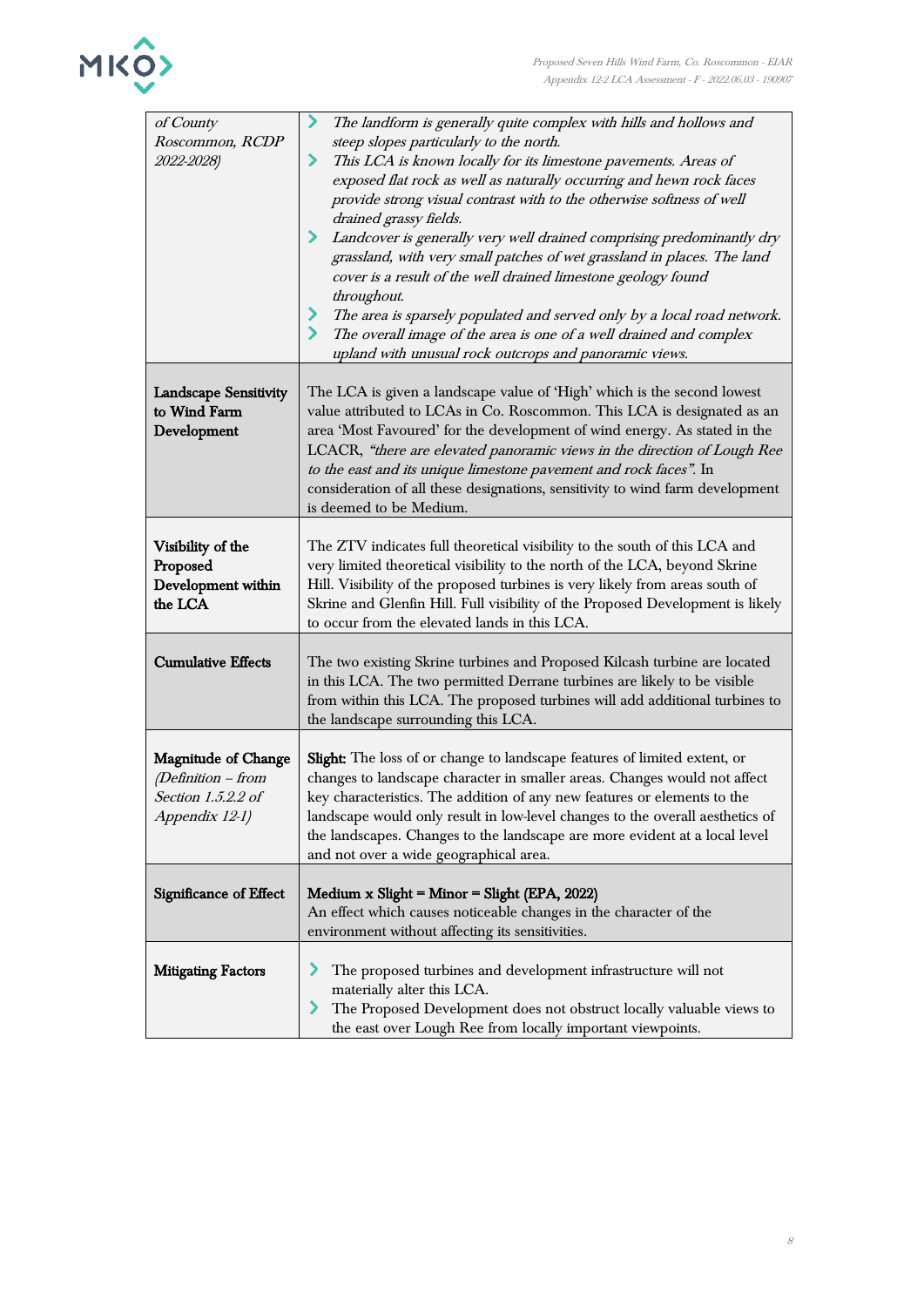| | |
|---|---|
| *of County Roscommon, RCDP 2022-2028)* | *The landform is generally quite complex with hills and hollows and steep slopes particularly to the north.*<br>*This LCA is known locally for its limestone pavements. Areas of exposed flat rock as well as naturally occurring and hewn rock faces provide strong visual contrast with to the otherwise softness of well drained grassy fields.*<br>*Landcover is generally very well drained comprising predominantly dry grassland, with very small patches of wet grassland in places. The land cover is a result of the well drained limestone geology found throughout.*<br>*The area is sparsely populated and served only by a local road network.*<br>*The overall image of the area is one of a well drained and complex upland with unusual rock outcrops and panoramic views.* |
| **Landscape Sensitivity to Wind Farm Development** | The LCA is given a landscape value of 'High' which is the second lowest value attributed to LCAs in Co. Roscommon. This LCA is designated as an area 'Most Favoured' for the development of wind energy. As stated in the LCACR, *"there are elevated panoramic views in the direction of Lough Ree to the east and its unique limestone pavement and rock faces"*. In consideration of all these designations, sensitivity to wind farm development is deemed to be Medium. |
| **Visibility of the Proposed Development within the LCA** | The ZTV indicates full theoretical visibility to the south of this LCA and very limited theoretical visibility to the north of the LCA, beyond Skrine Hill. Visibility of the proposed turbines is very likely from areas south of Skrine and Glenfin Hill. Full visibility of the Proposed Development is likely to occur from the elevated lands in this LCA. |
| **Cumulative Effects** | The two existing Skrine turbines and Proposed Kilcash turbine are located in this LCA. The two permitted Derrane turbines are likely to be visible from within this LCA. The proposed turbines will add additional turbines to the landscape surrounding this LCA. |
| **Magnitude of Change** *(Definition – from Section 1.5.2.2 of Appendix 12-1)* | **Slight:** The loss of or change to landscape features of limited extent, or changes to landscape character in smaller areas. Changes would not affect key characteristics. The addition of any new features or elements to the landscape would only result in low-level changes to the overall aesthetics of the landscapes. Changes to the landscape are more evident at a local level and not over a wide geographical area. |
| **Significance of Effect** | **Medium x Slight = Minor = Slight (EPA, 2022)**<br>An effect which causes noticeable changes in the character of the environment without affecting its sensitivities. |
| **Mitigating Factors** | The proposed turbines and development infrastructure will not materially alter this LCA.<br>The Proposed Development does not obstruct locally valuable views to the east over Lough Ree from locally important viewpoints. |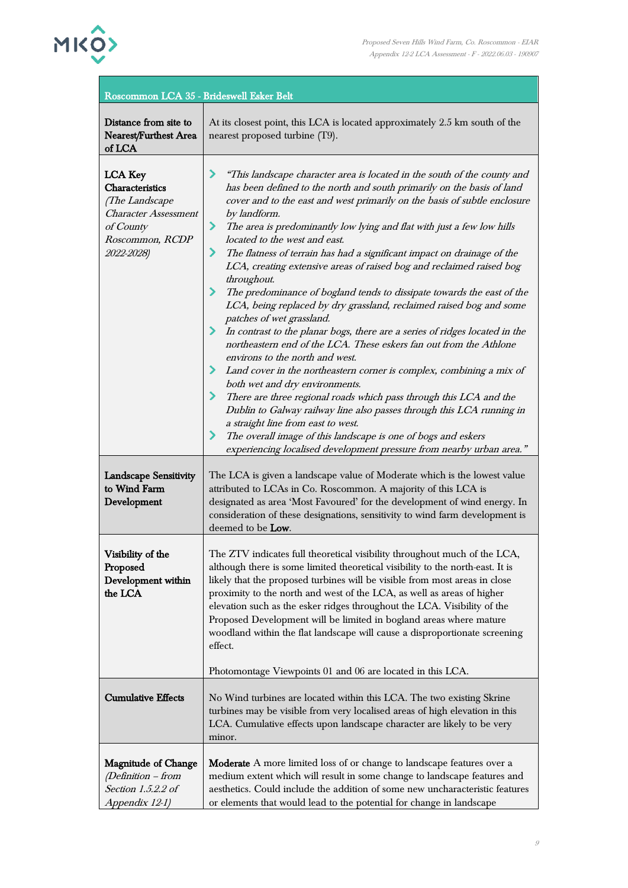| Roscommon LCA 35 - Brideswell Esker Belt | |
|---|---|
| **Distance from site to Nearest/Furthest Area of LCA** | At its closest point, this LCA is located approximately 2.5 km south of the nearest proposed turbine (T9). |
| **LCA Key Characteristics** *(The Landscape Character Assessment of County Roscommon, RCDP 2022-2028)* | › *"This landscape character area is located in the south of the county and has been defined to the north and south primarily on the basis of land cover and to the east and west primarily on the basis of subtle enclosure by landform.* <br> › *The area is predominantly low lying and flat with just a few low hills located to the west and east.* <br> › *The flatness of terrain has had a significant impact on drainage of the LCA, creating extensive areas of raised bog and reclaimed raised bog throughout.* <br> › *The predominance of bogland tends to dissipate towards the east of the LCA, being replaced by dry grassland, reclaimed raised bog and some patches of wet grassland.* <br> › *In contrast to the planar bogs, there are a series of ridges located in the northeastern end of the LCA. These eskers fan out from the Athlone environs to the north and west.* <br> › *Land cover in the northeastern corner is complex, combining a mix of both wet and dry environments.* <br> › *There are three regional roads which pass through this LCA and the Dublin to Galway railway line also passes through this LCA running in a straight line from east to west.* <br> › *The overall image of this landscape is one of bogs and eskers experiencing localised development pressure from nearby urban area."* |
| **Landscape Sensitivity to Wind Farm Development** | The LCA is given a landscape value of Moderate which is the lowest value attributed to LCAs in Co. Roscommon. A majority of this LCA is designated as area 'Most Favoured' for the development of wind energy. In consideration of these designations, sensitivity to wind farm development is deemed to be **Low**. |
| **Visibility of the Proposed Development within the LCA** | The ZTV indicates full theoretical visibility throughout much of the LCA, although there is some limited theoretical visibility to the north-east. It is likely that the proposed turbines will be visible from most areas in close proximity to the north and west of the LCA, as well as areas of higher elevation such as the esker ridges throughout the LCA. Visibility of the Proposed Development will be limited in bogland areas where mature woodland within the flat landscape will cause a disproportionate screening effect. <br><br> Photomontage Viewpoints 01 and 06 are located in this LCA. |
| **Cumulative Effects** | No Wind turbines are located within this LCA. The two existing Skrine turbines may be visible from very localised areas of high elevation in this LCA. Cumulative effects upon landscape character are likely to be very minor. |
| **Magnitude of Change** *(Definition – from Section 1.5.2.2 of Appendix 12-1)* | **Moderate** A more limited loss of or change to landscape features over a medium extent which will result in some change to landscape features and aesthetics. Could include the addition of some new uncharacteristic features or elements that would lead to the potential for change in landscape |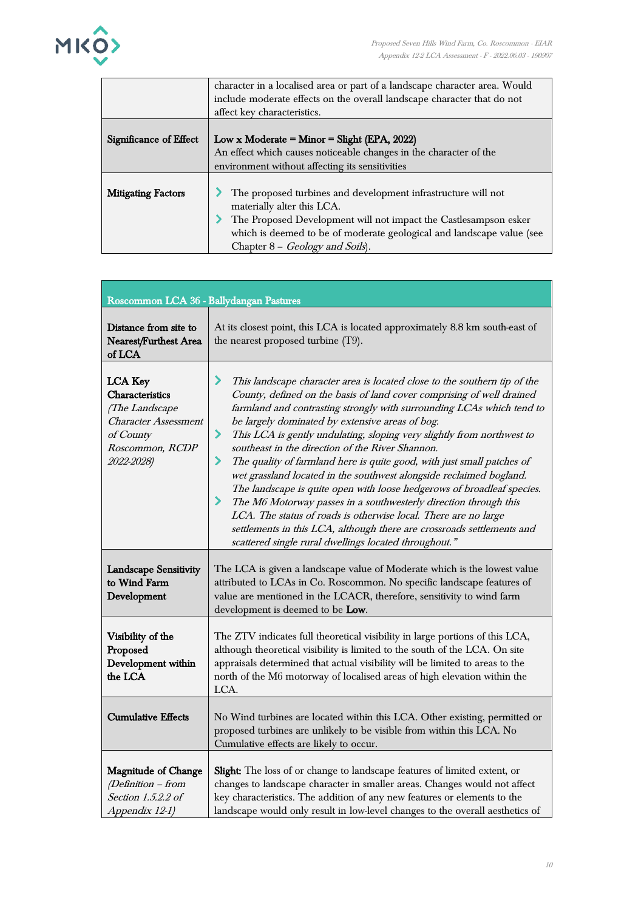| | |
|---|---|
| | character in a localised area or part of a landscape character area. Would include moderate effects on the overall landscape character that do not affect key characteristics. |
| **Significance of Effect** | **Low x Moderate = Minor = Slight (EPA, 2022)**<br>An effect which causes noticeable changes in the character of the environment without affecting its sensitivities |
| **Mitigating Factors** | - The proposed turbines and development infrastructure will not materially alter this LCA.<br>- The Proposed Development will not impact the Castlesampson esker which is deemed to be of moderate geological and landscape value (see Chapter 8 – *Geology and Soils*). |

| Roscommon LCA 36 - Ballydangan Pastures | |
|---|---|
| **Distance from site to Nearest/Furthest Area of LCA** | At its closest point, this LCA is located approximately 8.8 km south-east of the nearest proposed turbine (T9). |
| **LCA Key Characteristics** *(The Landscape Character Assessment of County Roscommon, RCDP 2022-2028)* | - *This landscape character area is located close to the southern tip of the County, defined on the basis of land cover comprising of well drained farmland and contrasting strongly with surrounding LCAs which tend to be largely dominated by extensive areas of bog.*<br>- *This LCA is gently undulating, sloping very slightly from northwest to southeast in the direction of the River Shannon.*<br>- *The quality of farmland here is quite good, with just small patches of wet grassland located in the southwest alongside reclaimed bogland. The landscape is quite open with loose hedgerows of broadleaf species.*<br>- *The M6 Motorway passes in a southwesterly direction through this LCA. The status of roads is otherwise local. There are no large settlements in this LCA, although there are crossroads settlements and scattered single rural dwellings located throughout."* |
| **Landscape Sensitivity to Wind Farm Development** | The LCA is given a landscape value of Moderate which is the lowest value attributed to LCAs in Co. Roscommon. No specific landscape features of value are mentioned in the LCACR, therefore, sensitivity to wind farm development is deemed to be **Low**. |
| **Visibility of the Proposed Development within the LCA** | The ZTV indicates full theoretical visibility in large portions of this LCA, although theoretical visibility is limited to the south of the LCA. On site appraisals determined that actual visibility will be limited to areas to the north of the M6 motorway of localised areas of high elevation within the LCA. |
| **Cumulative Effects** | No Wind turbines are located within this LCA. Other existing, permitted or proposed turbines are unlikely to be visible from within this LCA. No Cumulative effects are likely to occur. |
| **Magnitude of Change** *(Definition – from Section 1.5.2.2 of Appendix 12-1)* | **Slight:** The loss of or change to landscape features of limited extent, or changes to landscape character in smaller areas. Changes would not affect key characteristics. The addition of any new features or elements to the landscape would only result in low-level changes to the overall aesthetics of |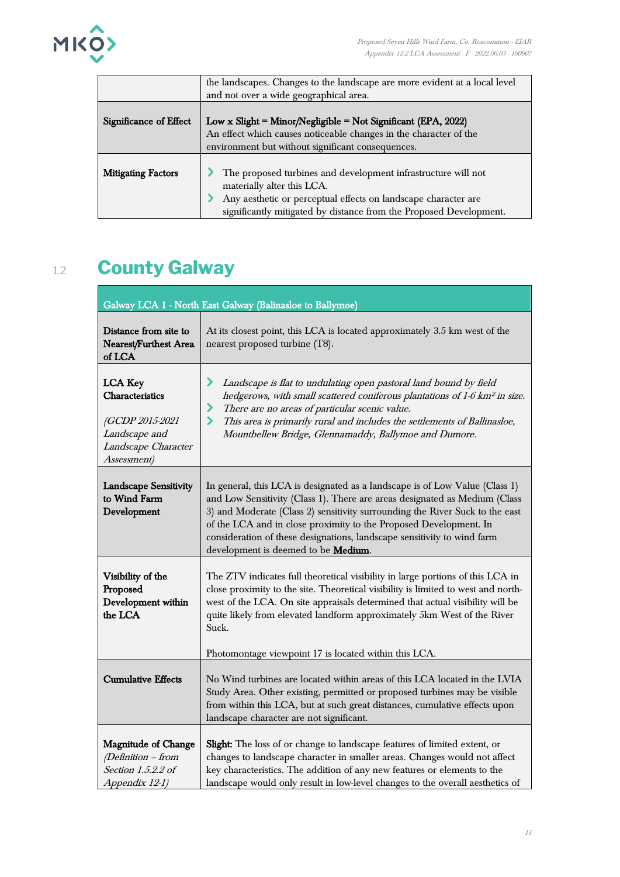| | |
|---|---|
| | the landscapes. Changes to the landscape are more evident at a local level and not over a wide geographical area. |
| **Significance of Effect** | **Low x Slight = Minor/Negligible = Not Significant (EPA, 2022)** An effect which causes noticeable changes in the character of the environment but without significant consequences. |
| **Mitigating Factors** | › The proposed turbines and development infrastructure will not materially alter this LCA. › Any aesthetic or perceptual effects on landscape character are significantly mitigated by distance from the Proposed Development. |

## 1.2 County Galway

| Galway LCA 1 - North East Galway (Balinasloe to Ballymoe) | |
|---|---|
| **Distance from site to Nearest/Furthest Area of LCA** | At its closest point, this LCA is located approximately 3.5 km west of the nearest proposed turbine (T8). |
| **LCA Key Characteristics** *(GCDP 2015-2021 Landscape and Landscape Character Assessment)* | › *Landscape is flat to undulating open pastoral land bound by field hedgerows, with small scattered coniferous plantations of 1-6 km² in size.* › *There are no areas of particular scenic value.* › *This area is primarily rural and includes the settlements of Ballinasloe, Mountbellew Bridge, Glennamaddy, Ballymoe and Dumore.* |
| **Landscape Sensitivity to Wind Farm Development** | In general, this LCA is designated as a landscape is of Low Value (Class 1) and Low Sensitivity (Class 1). There are areas designated as Medium (Class 3) and Moderate (Class 2) sensitivity surrounding the River Suck to the east of the LCA and in close proximity to the Proposed Development. In consideration of these designations, landscape sensitivity to wind farm development is deemed to be **Medium**. |
| **Visibility of the Proposed Development within the LCA** | The ZTV indicates full theoretical visibility in large portions of this LCA in close proximity to the site. Theoretical visibility is limited to west and north-west of the LCA. On site appraisals determined that actual visibility will be quite likely from elevated landform approximately 5km West of the River Suck. Photomontage viewpoint 17 is located within this LCA. |
| **Cumulative Effects** | No Wind turbines are located within areas of this LCA located in the LVIA Study Area. Other existing, permitted or proposed turbines may be visible from within this LCA, but at such great distances, cumulative effects upon landscape character are not significant. |
| **Magnitude of Change** *(Definition – from Section 1.5.2.2 of Appendix 12-1)* | **Slight:** The loss of or change to landscape features of limited extent, or changes to landscape character in smaller areas. Changes would not affect key characteristics. The addition of any new features or elements to the landscape would only result in low-level changes to the overall aesthetics of |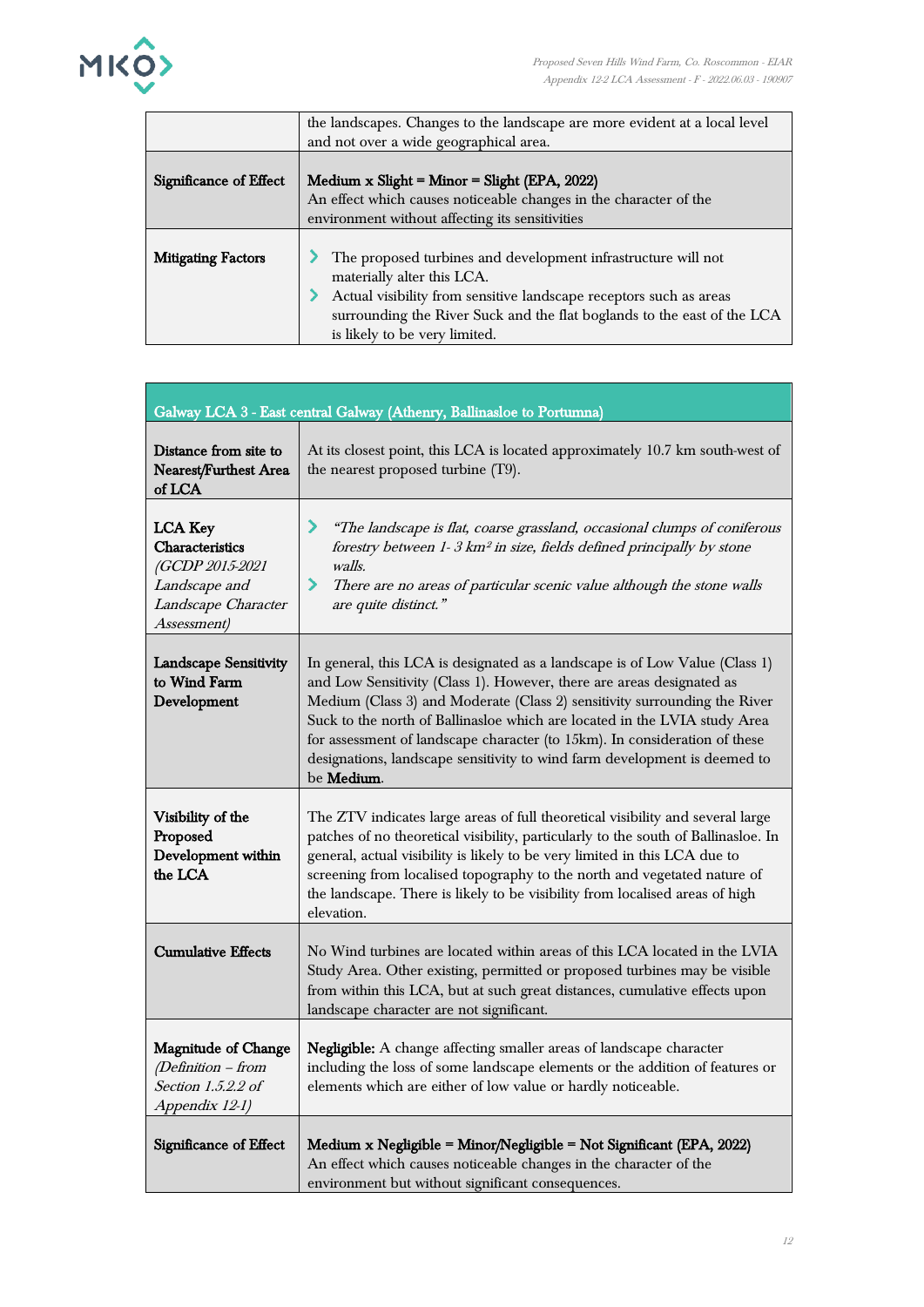| | |
|---|---|
| | the landscapes. Changes to the landscape are more evident at a local level and not over a wide geographical area. |
| **Significance of Effect** | **Medium x Slight = Minor = Slight (EPA, 2022)**<br>An effect which causes noticeable changes in the character of the environment without affecting its sensitivities |
| **Mitigating Factors** | - The proposed turbines and development infrastructure will not materially alter this LCA.<br>- Actual visibility from sensitive landscape receptors such as areas surrounding the River Suck and the flat boglands to the east of the LCA is likely to be very limited. |

| Galway LCA 3 - East central Galway (Athenry, Ballinasloe to Portumna) | |
|---|---|
| **Distance from site to Nearest/Furthest Area of LCA** | At its closest point, this LCA is located approximately 10.7 km south-west of the nearest proposed turbine (T9). |
| **LCA Key Characteristics** *(GCDP 2015-2021 Landscape and Landscape Character Assessment)* | - *"The landscape is flat, coarse grassland, occasional clumps of coniferous forestry between 1- 3 km² in size, fields defined principally by stone walls.*<br>- *There are no areas of particular scenic value although the stone walls are quite distinct."* |
| **Landscape Sensitivity to Wind Farm Development** | In general, this LCA is designated as a landscape is of Low Value (Class 1) and Low Sensitivity (Class 1). However, there are areas designated as Medium (Class 3) and Moderate (Class 2) sensitivity surrounding the River Suck to the north of Ballinasloe which are located in the LVIA study Area for assessment of landscape character (to 15km). In consideration of these designations, landscape sensitivity to wind farm development is deemed to be **Medium**. |
| **Visibility of the Proposed Development within the LCA** | The ZTV indicates large areas of full theoretical visibility and several large patches of no theoretical visibility, particularly to the south of Ballinasloe. In general, actual visibility is likely to be very limited in this LCA due to screening from localised topography to the north and vegetated nature of the landscape. There is likely to be visibility from localised areas of high elevation. |
| **Cumulative Effects** | No Wind turbines are located within areas of this LCA located in the LVIA Study Area. Other existing, permitted or proposed turbines may be visible from within this LCA, but at such great distances, cumulative effects upon landscape character are not significant. |
| **Magnitude of Change** *(Definition – from Section 1.5.2.2 of Appendix 12-1)* | **Negligible:** A change affecting smaller areas of landscape character including the loss of some landscape elements or the addition of features or elements which are either of low value or hardly noticeable. |
| **Significance of Effect** | **Medium x Negligible = Minor/Negligible = Not Significant (EPA, 2022)**<br>An effect which causes noticeable changes in the character of the environment but without significant consequences. |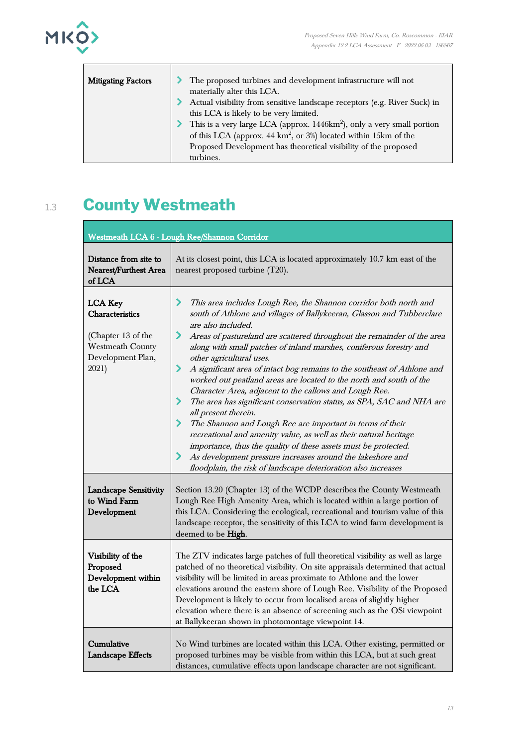| Mitigating Factors | The proposed turbines and development infrastructure will not materially alter this LCA.<br>Actual visibility from sensitive landscape receptors (e.g. River Suck) in this LCA is likely to be very limited.<br>This is a very large LCA (approx. $1446km^2$), only a very small portion of this LCA (approx. 44 $km^2$, or 3%) located within 15km of the Proposed Development has theoretical visibility of the proposed turbines. |
|---|---|

## 1.3 County Westmeath

| Westmeath LCA 6 - Lough Ree/Shannon Corridor | |
|---|---|
| **Distance from site to Nearest/Furthest Area of LCA** | At its closest point, this LCA is located approximately 10.7 km east of the nearest proposed turbine (T20). |
| **LCA Key Characteristics**<br><br>(Chapter 13 of the Westmeath County Development Plan, 2021) | *This area includes Lough Ree, the Shannon corridor both north and south of Athlone and villages of Ballykeeran, Glasson and Tubberclare are also included.*<br>*Areas of pastureland are scattered throughout the remainder of the area along with small patches of inland marshes, coniferous forestry and other agricultural uses.*<br>*A significant area of intact bog remains to the southeast of Athlone and worked out peatland areas are located to the north and south of the Character Area, adjacent to the callows and Lough Ree.*<br>*The area has significant conservation status, as SPA, SAC and NHA are all present therein.*<br>*The Shannon and Lough Ree are important in terms of their recreational and amenity value, as well as their natural heritage importance, thus the quality of these assets must be protected.*<br>*As development pressure increases around the lakeshore and floodplain, the risk of landscape deterioration also increases* |
| **Landscape Sensitivity to Wind Farm Development** | Section 13.20 (Chapter 13) of the WCDP describes the County Westmeath Lough Ree High Amenity Area, which is located within a large portion of this LCA. Considering the ecological, recreational and tourism value of this landscape receptor, the sensitivity of this LCA to wind farm development is deemed to be **High**. |
| **Visibility of the Proposed Development within the LCA** | The ZTV indicates large patches of full theoretical visibility as well as large patched of no theoretical visibility. On site appraisals determined that actual visibility will be limited in areas proximate to Athlone and the lower elevations around the eastern shore of Lough Ree. Visibility of the Proposed Development is likely to occur from localised areas of slightly higher elevation where there is an absence of screening such as the OSi viewpoint at Ballykeeran shown in photomontage viewpoint 14. |
| **Cumulative Landscape Effects** | No Wind turbines are located within this LCA. Other existing, permitted or proposed turbines may be visible from within this LCA, but at such great distances, cumulative effects upon landscape character are not significant. |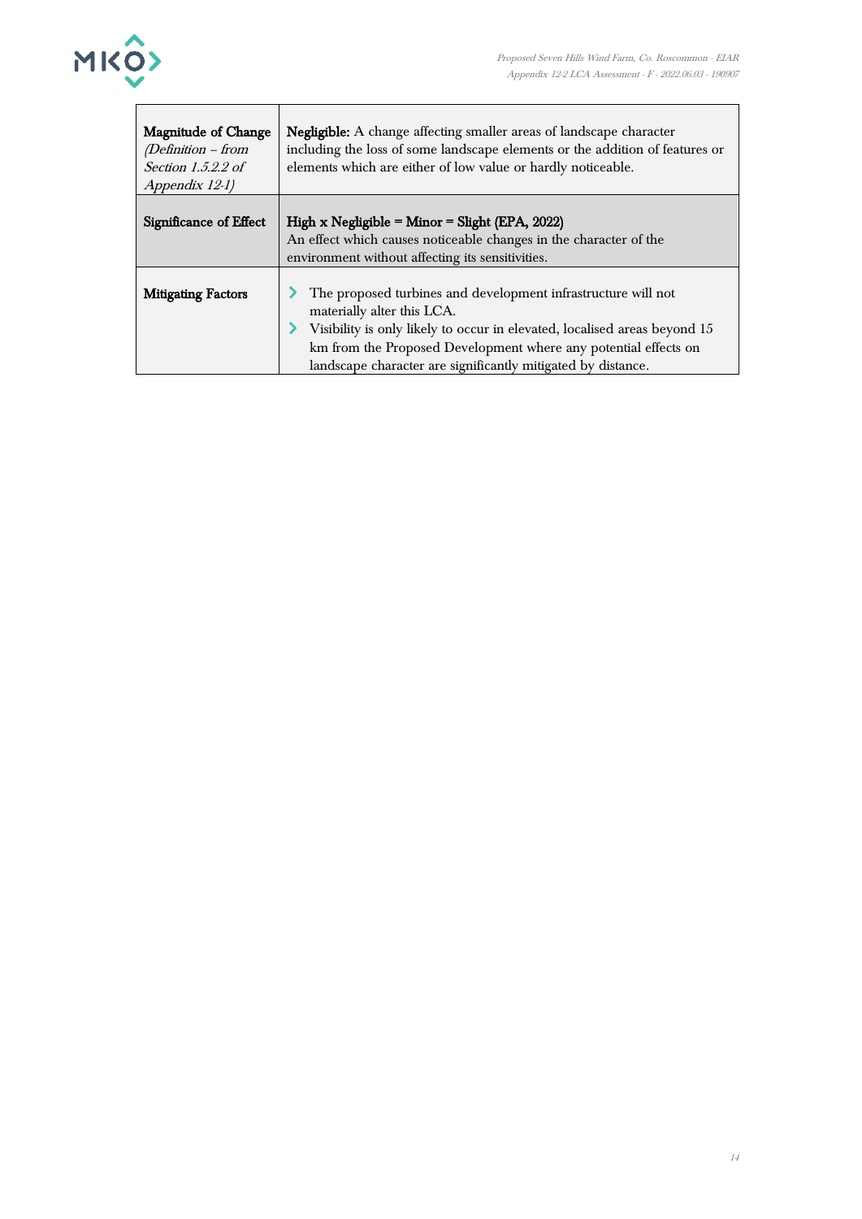| | |
|---|---|
| **Magnitude of Change** *(Definition – from Section 1.5.2.2 of Appendix 12-1)* | **Negligible:** A change affecting smaller areas of landscape character including the loss of some landscape elements or the addition of features or elements which are either of low value or hardly noticeable. |
| **Significance of Effect** | **High x Negligible = Minor = Slight (EPA, 2022)**<br>An effect which causes noticeable changes in the character of the environment without affecting its sensitivities. |
| **Mitigating Factors** | - The proposed turbines and development infrastructure will not materially alter this LCA.<br>- Visibility is only likely to occur in elevated, localised areas beyond 15 km from the Proposed Development where any potential effects on landscape character are significantly mitigated by distance. |